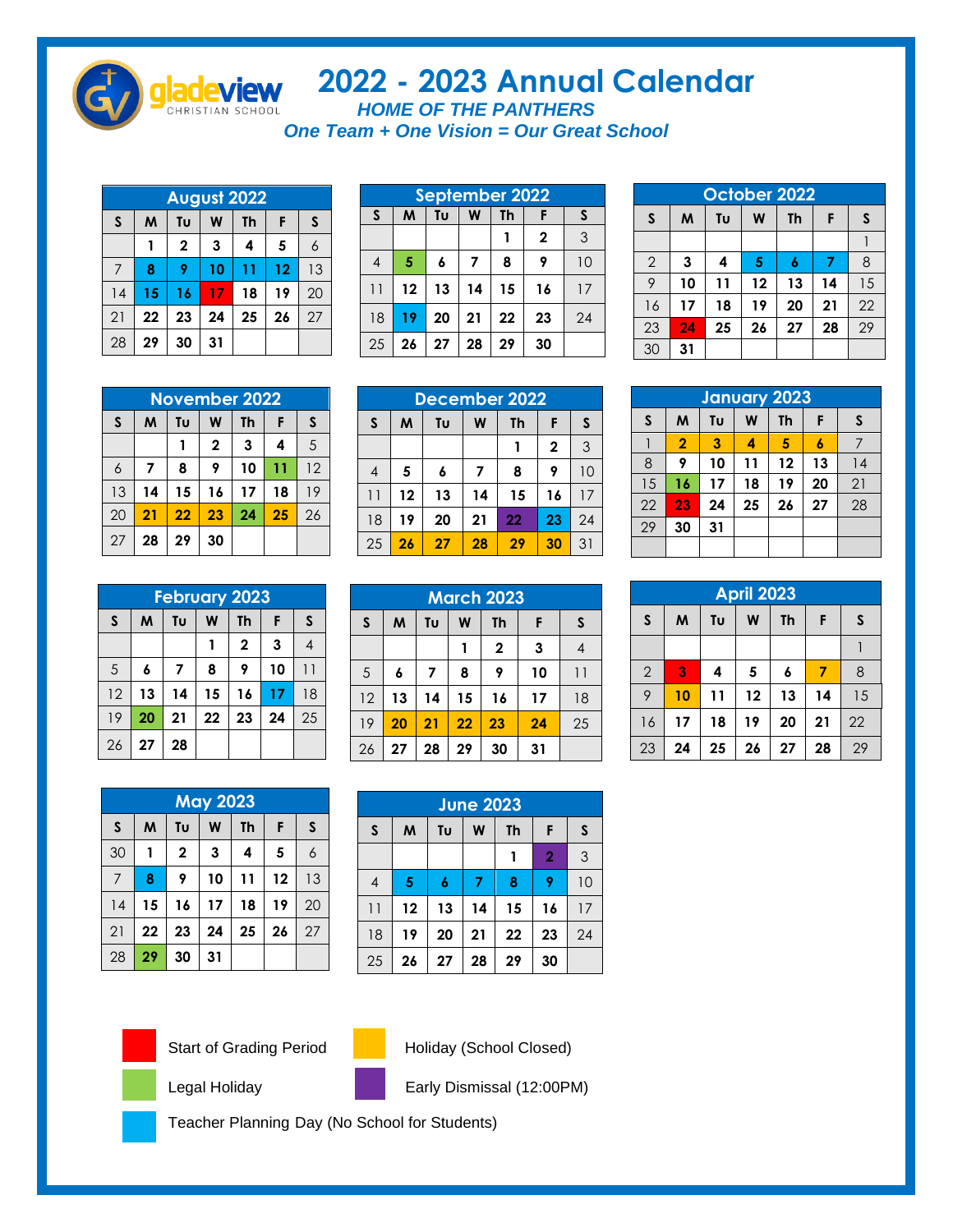# 2022 - 2023 Annual Calendar

gladeview CHRISTIAN SCHOOL

***HOME OF THE PANTHERS***

***One Team + One Vision = Our Great School***

## August 2022

| S | M | Tu | W | Th | F | S |
|---|---|---|---|---|---|---|
| | 1 | 2 | 3 | 4 | 5 | 6 |
| 7 | 8 | 9 | 10 | 11 | 12 | 13 |
| 14 | 15 | 16 | 17 | 18 | 19 | 20 |
| 21 | 22 | 23 | 24 | 25 | 26 | 27 |
| 28 | 29 | 30 | 31 | | | |

## September 2022

| S | M | Tu | W | Th | F | S |
|---|---|---|---|---|---|---|
| | | | | 1 | 2 | 3 |
| 4 | 5 | 6 | 7 | 8 | 9 | 10 |
| 11 | 12 | 13 | 14 | 15 | 16 | 17 |
| 18 | 19 | 20 | 21 | 22 | 23 | 24 |
| 25 | 26 | 27 | 28 | 29 | 30 | |

## October 2022

| S | M | Tu | W | Th | F | S |
|---|---|---|---|---|---|---|
| | | | | | | 1 |
| 2 | 3 | 4 | 5 | 6 | 7 | 8 |
| 9 | 10 | 11 | 12 | 13 | 14 | 15 |
| 16 | 17 | 18 | 19 | 20 | 21 | 22 |
| 23 | 24 | 25 | 26 | 27 | 28 | 29 |
| 30 | 31 | | | | | |

## November 2022

| S | M | Tu | W | Th | F | S |
|---|---|---|---|---|---|---|
| | | 1 | 2 | 3 | 4 | 5 |
| 6 | 7 | 8 | 9 | 10 | 11 | 12 |
| 13 | 14 | 15 | 16 | 17 | 18 | 19 |
| 20 | 21 | 22 | 23 | 24 | 25 | 26 |
| 27 | 28 | 29 | 30 | | | |

## December 2022

| S | M | Tu | W | Th | F | S |
|---|---|---|---|---|---|---|
| | | | | 1 | 2 | 3 |
| 4 | 5 | 6 | 7 | 8 | 9 | 10 |
| 11 | 12 | 13 | 14 | 15 | 16 | 17 |
| 18 | 19 | 20 | 21 | 22 | 23 | 24 |
| 25 | 26 | 27 | 28 | 29 | 30 | 31 |

## January 2023

| S | M | Tu | W | Th | F | S |
|---|---|---|---|---|---|---|
| 1 | 2 | 3 | 4 | 5 | 6 | 7 |
| 8 | 9 | 10 | 11 | 12 | 13 | 14 |
| 15 | 16 | 17 | 18 | 19 | 20 | 21 |
| 22 | 23 | 24 | 25 | 26 | 27 | 28 |
| 29 | 30 | 31 | | | | |

## February 2023

| S | M | Tu | W | Th | F | S |
|---|---|---|---|---|---|---|
| | | | 1 | 2 | 3 | 4 |
| 5 | 6 | 7 | 8 | 9 | 10 | 11 |
| 12 | 13 | 14 | 15 | 16 | 17 | 18 |
| 19 | 20 | 21 | 22 | 23 | 24 | 25 |
| 26 | 27 | 28 | | | | |

## March 2023

| S | M | Tu | W | Th | F | S |
|---|---|---|---|---|---|---|
| | | | 1 | 2 | 3 | 4 |
| 5 | 6 | 7 | 8 | 9 | 10 | 11 |
| 12 | 13 | 14 | 15 | 16 | 17 | 18 |
| 19 | 20 | 21 | 22 | 23 | 24 | 25 |
| 26 | 27 | 28 | 29 | 30 | 31 | |

## April 2023

| S | M | Tu | W | Th | F | S |
|---|---|---|---|---|---|---|
| | | | | | | 1 |
| 2 | 3 | 4 | 5 | 6 | 7 | 8 |
| 9 | 10 | 11 | 12 | 13 | 14 | 15 |
| 16 | 17 | 18 | 19 | 20 | 21 | 22 |
| 23 | 24 | 25 | 26 | 27 | 28 | 29 |

## May 2023

| S | M | Tu | W | Th | F | S |
|---|---|---|---|---|---|---|
| 30 | 1 | 2 | 3 | 4 | 5 | 6 |
| 7 | 8 | 9 | 10 | 11 | 12 | 13 |
| 14 | 15 | 16 | 17 | 18 | 19 | 20 |
| 21 | 22 | 23 | 24 | 25 | 26 | 27 |
| 28 | 29 | 30 | 31 | | | |

## June 2023

| S | M | Tu | W | Th | F | S |
|---|---|---|---|---|---|---|
| | | | | 1 | 2 | 3 |
| 4 | 5 | 6 | 7 | 8 | 9 | 10 |
| 11 | 12 | 13 | 14 | 15 | 16 | 17 |
| 18 | 19 | 20 | 21 | 22 | 23 | 24 |
| 25 | 26 | 27 | 28 | 29 | 30 | |

## Legend

- Start of Grading Period
- Holiday (School Closed)
- Legal Holiday
- Early Dismissal (12:00PM)
- Teacher Planning Day (No School for Students)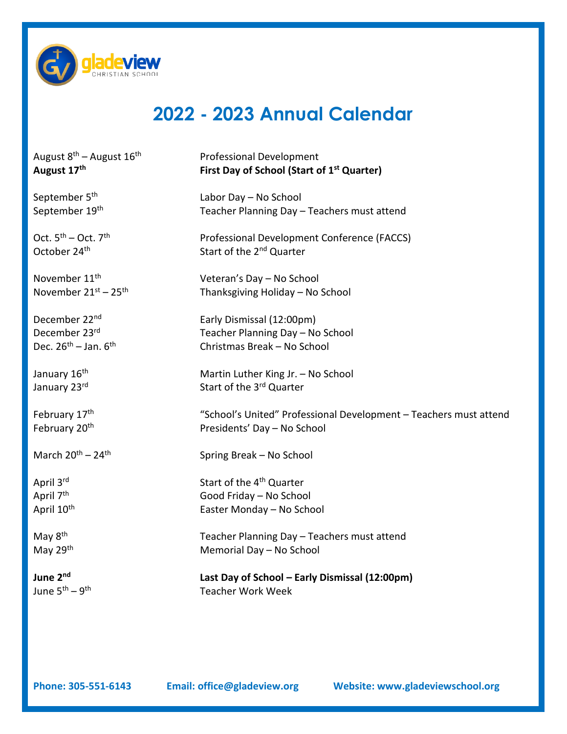gladeview CHRISTIAN SCHOOL

# 2022 - 2023 Annual Calendar

| | |
|---|---|
| August 8th – August 16th | Professional Development |
| **August 17th** | **First Day of School (Start of 1st Quarter)** |
| September 5th | Labor Day – No School |
| September 19th | Teacher Planning Day – Teachers must attend |
| Oct. 5th – Oct. 7th | Professional Development Conference (FACCS) |
| October 24th | Start of the 2nd Quarter |
| November 11th | Veteran's Day – No School |
| November 21st – 25th | Thanksgiving Holiday – No School |
| December 22nd | Early Dismissal (12:00pm) |
| December 23rd | Teacher Planning Day – No School |
| Dec. 26th – Jan. 6th | Christmas Break – No School |
| January 16th | Martin Luther King Jr. – No School |
| January 23rd | Start of the 3rd Quarter |
| February 17th | "School's United" Professional Development – Teachers must attend |
| February 20th | Presidents' Day – No School |
| March 20th – 24th | Spring Break – No School |
| April 3rd | Start of the 4th Quarter |
| April 7th | Good Friday – No School |
| April 10th | Easter Monday – No School |
| May 8th | Teacher Planning Day – Teachers must attend |
| May 29th | Memorial Day – No School |
| **June 2nd** | **Last Day of School – Early Dismissal (12:00pm)** |
| June 5th – 9th | Teacher Work Week |

**Phone: 305-551-6143** **Email: office@gladeview.org** **Website: www.gladeviewschool.org**